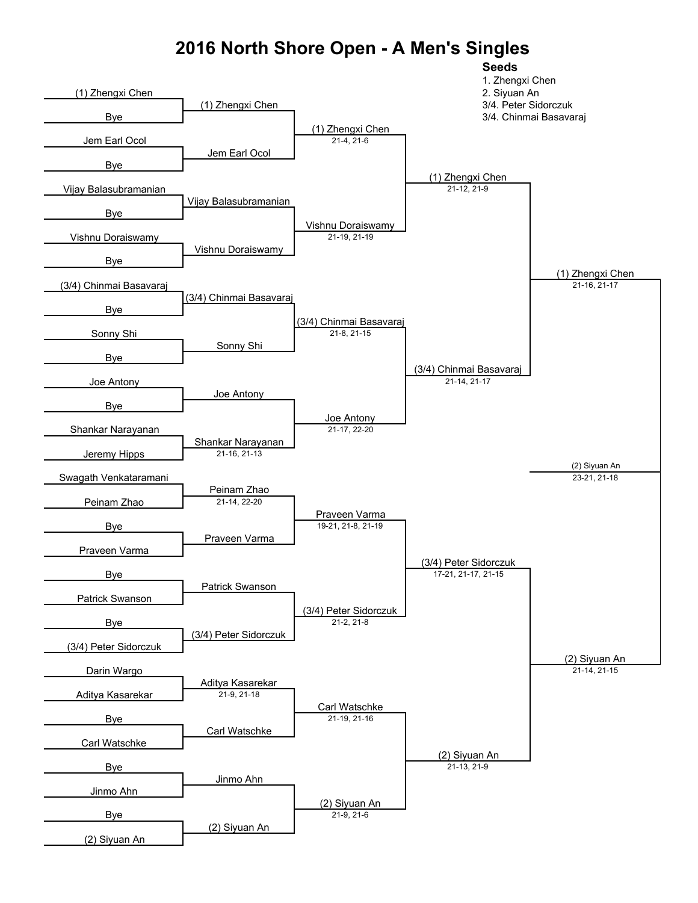# 2016 North Shore Open - A Men's Singles

**Seeds**
1. Zhengxi Chen
2. Siyuan An
3/4. Peter Sidorczuk
3/4. Chinmai Basavaraj

## Round 1

| Player 1 | Player 2 | Winner | Score |
| --- | --- | --- | --- |
| (1) Zhengxi Chen | Bye | (1) Zhengxi Chen | |
| Jem Earl Ocol | Bye | Jem Earl Ocol | |
| Vijay Balasubramanian | Bye | Vijay Balasubramanian | |
| Vishnu Doraiswamy | Bye | Vishnu Doraiswamy | |
| (3/4) Chinmai Basavaraj | Bye | (3/4) Chinmai Basavaraj | |
| Sonny Shi | Bye | Sonny Shi | |
| Joe Antony | Bye | Joe Antony | |
| Shankar Narayanan | Jeremy Hipps | Shankar Narayanan | 21-16, 21-13 |
| Swagath Venkataramani | Peinam Zhao | Peinam Zhao | 21-14, 22-20 |
| Bye | Praveen Varma | Praveen Varma | |
| Bye | Patrick Swanson | Patrick Swanson | |
| Bye | (3/4) Peter Sidorczuk | (3/4) Peter Sidorczuk | |
| Darin Wargo | Aditya Kasarekar | Aditya Kasarekar | 21-9, 21-18 |
| Bye | Carl Watschke | Carl Watschke | |
| Bye | Jinmo Ahn | Jinmo Ahn | |
| Bye | (2) Siyuan An | (2) Siyuan An | |

## Round 2

| Winner | Score |
| --- | --- |
| (1) Zhengxi Chen | 21-4, 21-6 |
| Vishnu Doraiswamy | 21-19, 21-19 |
| (3/4) Chinmai Basavaraj | 21-8, 21-15 |
| Joe Antony | 21-17, 22-20 |
| Praveen Varma | 19-21, 21-8, 21-19 |
| (3/4) Peter Sidorczuk | 21-2, 21-8 |
| Carl Watschke | 21-19, 21-16 |
| (2) Siyuan An | 21-9, 21-6 |

## Quarterfinals

| Winner | Score |
| --- | --- |
| (1) Zhengxi Chen | 21-12, 21-9 |
| (3/4) Chinmai Basavaraj | 21-14, 21-17 |
| (3/4) Peter Sidorczuk | 17-21, 21-17, 21-15 |
| (2) Siyuan An | 21-13, 21-9 |

## Semifinals

| Winner | Score |
| --- | --- |
| (1) Zhengxi Chen | 21-16, 21-17 |
| (2) Siyuan An | 21-14, 21-15 |

## Final

| Winner | Score |
| --- | --- |
| (2) Siyuan An | 23-21, 21-18 |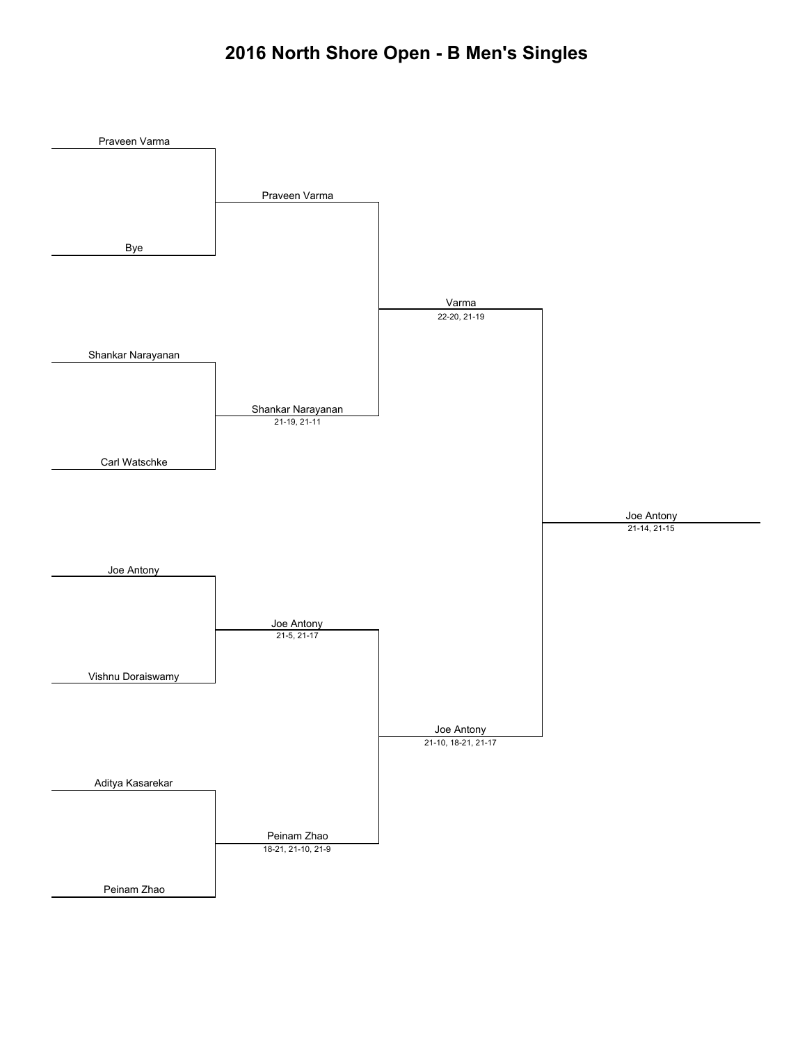# 2016 North Shore Open - B Men's Singles

| Round 1 | Quarterfinals | Semifinals | Final |
|---|---|---|---|
| Praveen Varma | | | |
| Bye | | | |
| | Praveen Varma | | |
| Shankar Narayanan | | | |
| Carl Watschke | | | |
| | Shankar Narayanan<br>21-19, 21-11 | | |
| | | Varma<br>22-20, 21-19 | |
| Joe Antony | | | |
| Vishnu Doraiswamy | | | |
| | Joe Antony<br>21-5, 21-17 | | |
| Aditya Kasarekar | | | |
| Peinam Zhao | | | |
| | Peinam Zhao<br>18-21, 21-10, 21-9 | | |
| | | Joe Antony<br>21-10, 18-21, 21-17 | |
| | | | Joe Antony<br>21-14, 21-15 |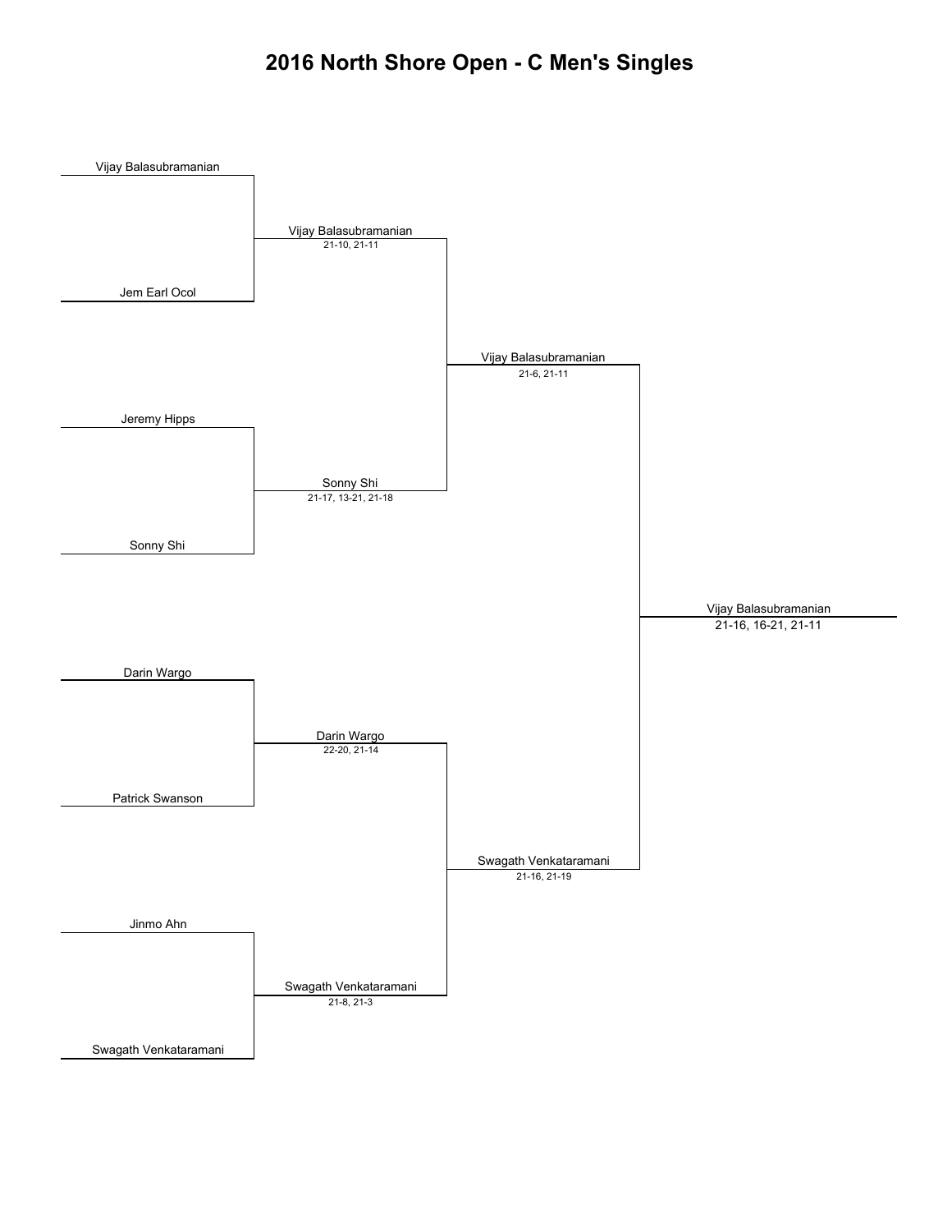# 2016 North Shore Open - C Men's Singles

**Round 1**

- Vijay Balasubramanian
- Jem Earl Ocol
- Jeremy Hipps
- Sonny Shi
- Darin Wargo
- Patrick Swanson
- Jinmo Ahn
- Swagath Venkataramani

**Semifinals**

- Vijay Balasubramanian — 21-10, 21-11
- Sonny Shi — 21-17, 13-21, 21-18
- Darin Wargo — 22-20, 21-14
- Swagath Venkataramani — 21-8, 21-3

**Finals**

- Vijay Balasubramanian — 21-6, 21-11
- Swagath Venkataramani — 21-16, 21-19

**Winner**

- Vijay Balasubramanian — 21-16, 16-21, 21-11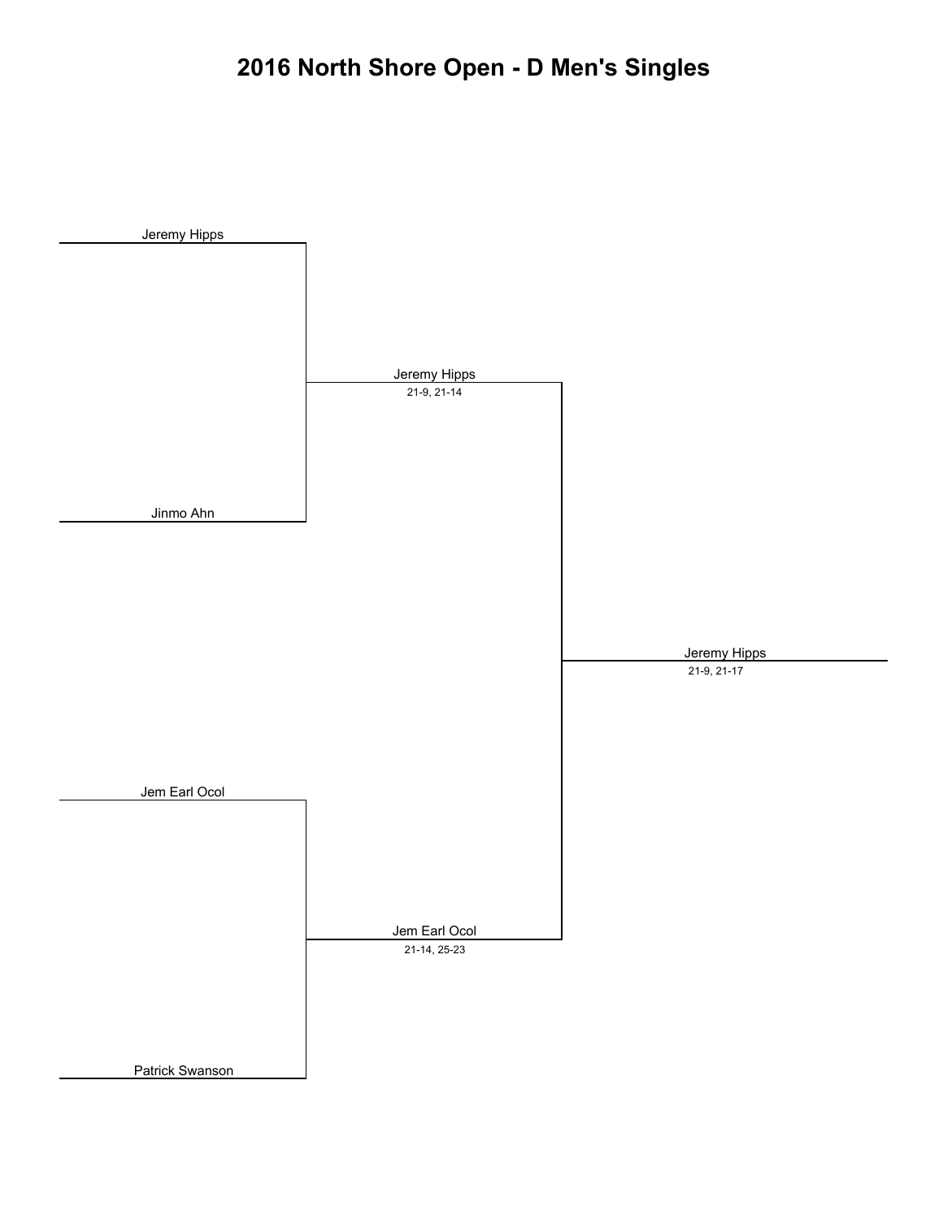# 2016 North Shore Open - D Men's Singles

Jeremy Hipps

Jinmo Ahn

Jeremy Hipps
21-9, 21-14

Jem Earl Ocol

Patrick Swanson

Jem Earl Ocol
21-14, 25-23

Jeremy Hipps
21-9, 21-17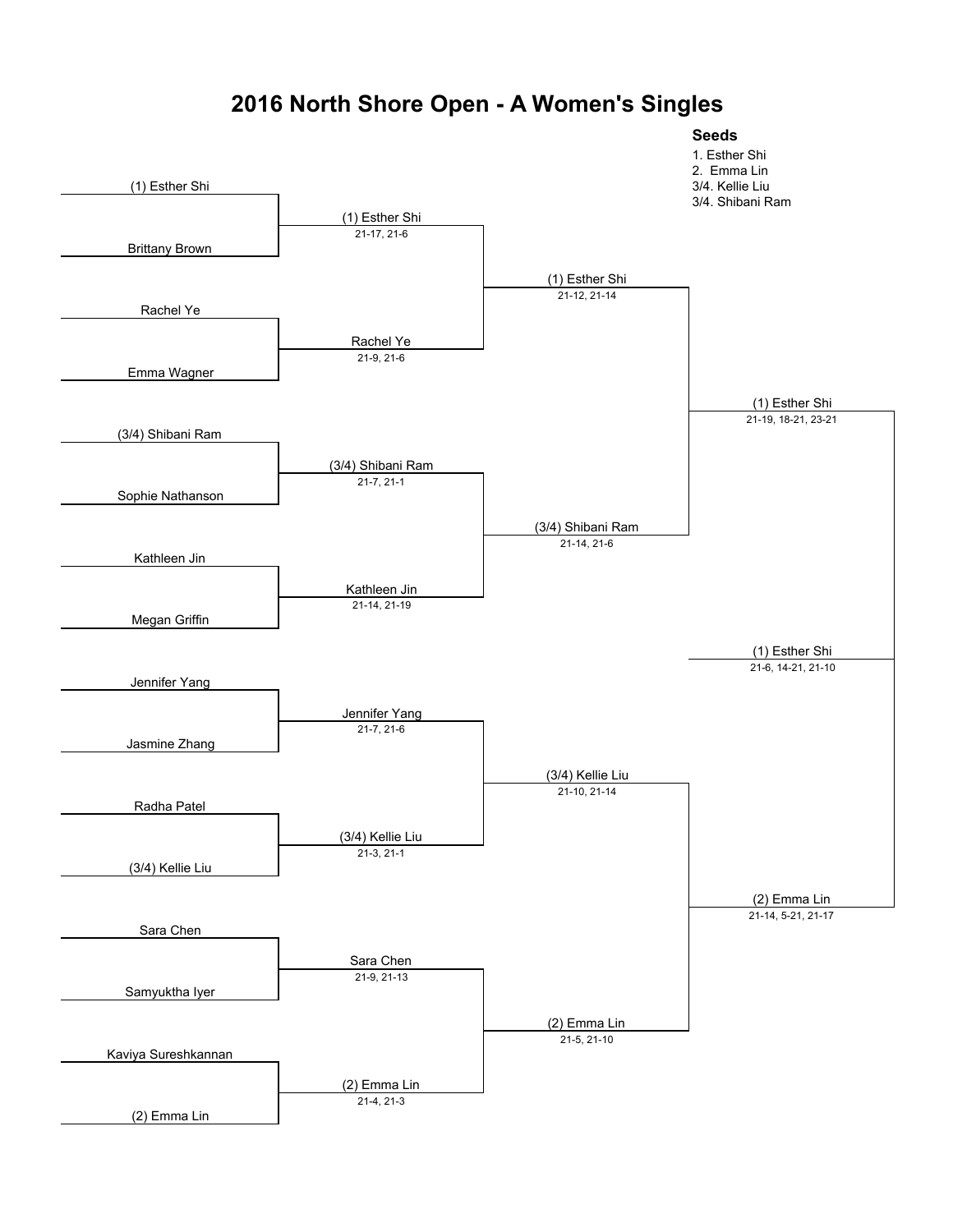# 2016 North Shore Open - A Women's Singles

**Seeds**

1. Esther Shi
2. Emma Lin

3/4. Kellie Liu
3/4. Shibani Ram

## Round 1

| Player 1 | Player 2 | Winner | Score |
| --- | --- | --- | --- |
| (1) Esther Shi | Brittany Brown | (1) Esther Shi | 21-17, 21-6 |
| Rachel Ye | Emma Wagner | Rachel Ye | 21-9, 21-6 |
| (3/4) Shibani Ram | Sophie Nathanson | (3/4) Shibani Ram | 21-7, 21-1 |
| Kathleen Jin | Megan Griffin | Kathleen Jin | 21-14, 21-19 |
| Jennifer Yang | Jasmine Zhang | Jennifer Yang | 21-7, 21-6 |
| Radha Patel | (3/4) Kellie Liu | (3/4) Kellie Liu | 21-3, 21-1 |
| Sara Chen | Samyuktha Iyer | Sara Chen | 21-9, 21-13 |
| Kaviya Sureshkannan | (2) Emma Lin | (2) Emma Lin | 21-4, 21-3 |

## Quarterfinals

| Player 1 | Player 2 | Winner | Score |
| --- | --- | --- | --- |
| (1) Esther Shi | Rachel Ye | (1) Esther Shi | 21-12, 21-14 |
| (3/4) Shibani Ram | Kathleen Jin | (3/4) Shibani Ram | 21-14, 21-6 |
| Jennifer Yang | (3/4) Kellie Liu | (3/4) Kellie Liu | 21-10, 21-14 |
| Sara Chen | (2) Emma Lin | (2) Emma Lin | 21-5, 21-10 |

## Semifinals

| Player 1 | Player 2 | Winner | Score |
| --- | --- | --- | --- |
| (1) Esther Shi | (3/4) Shibani Ram | (1) Esther Shi | 21-19, 18-21, 23-21 |
| (3/4) Kellie Liu | (2) Emma Lin | (2) Emma Lin | 21-14, 5-21, 21-17 |

## Final

| Player 1 | Player 2 | Winner | Score |
| --- | --- | --- | --- |
| (1) Esther Shi | (2) Emma Lin | (1) Esther Shi | 21-6, 14-21, 21-10 |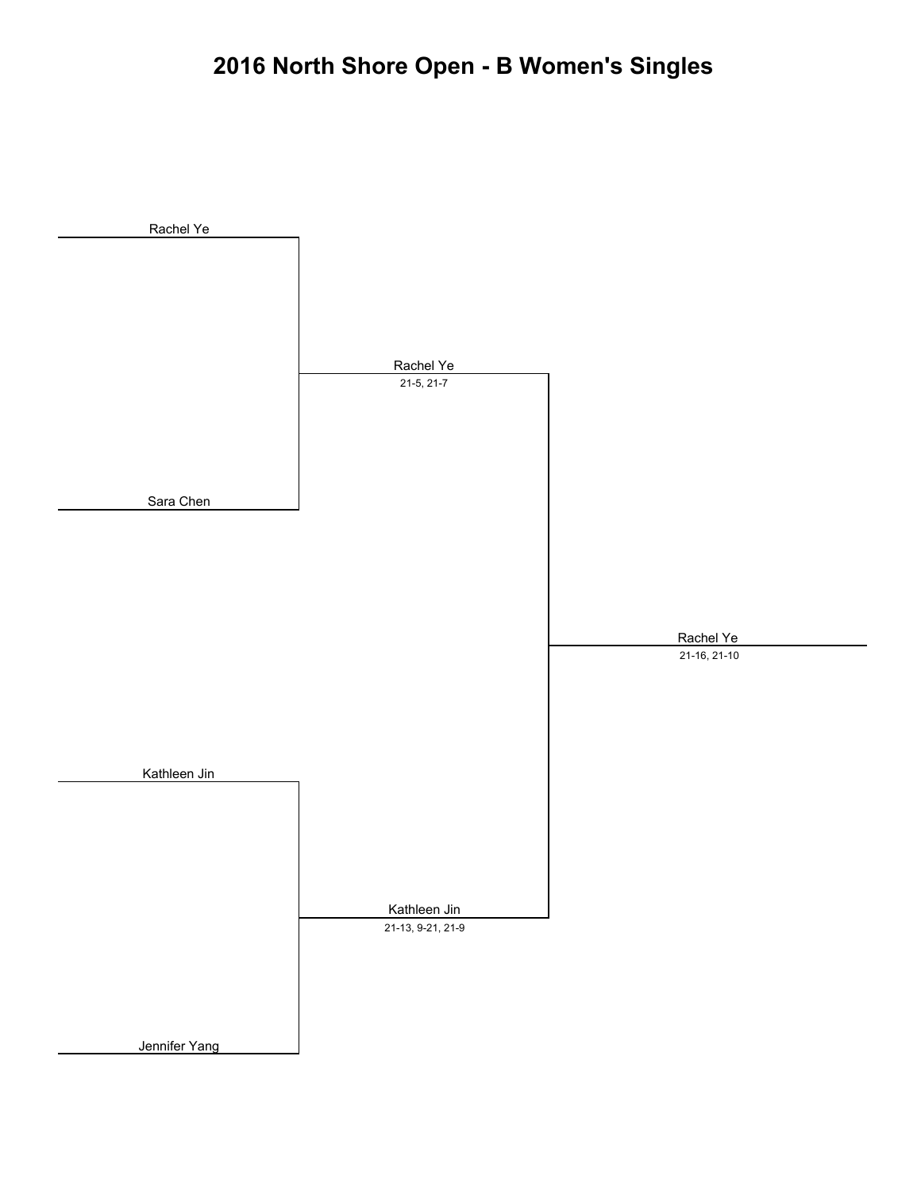# 2016 North Shore Open - B Women's Singles

Rachel Ye

Sara Chen

Kathleen Jin

Jennifer Yang

Rachel Ye
21-5, 21-7

Kathleen Jin
21-13, 9-21, 21-9

Rachel Ye
21-16, 21-10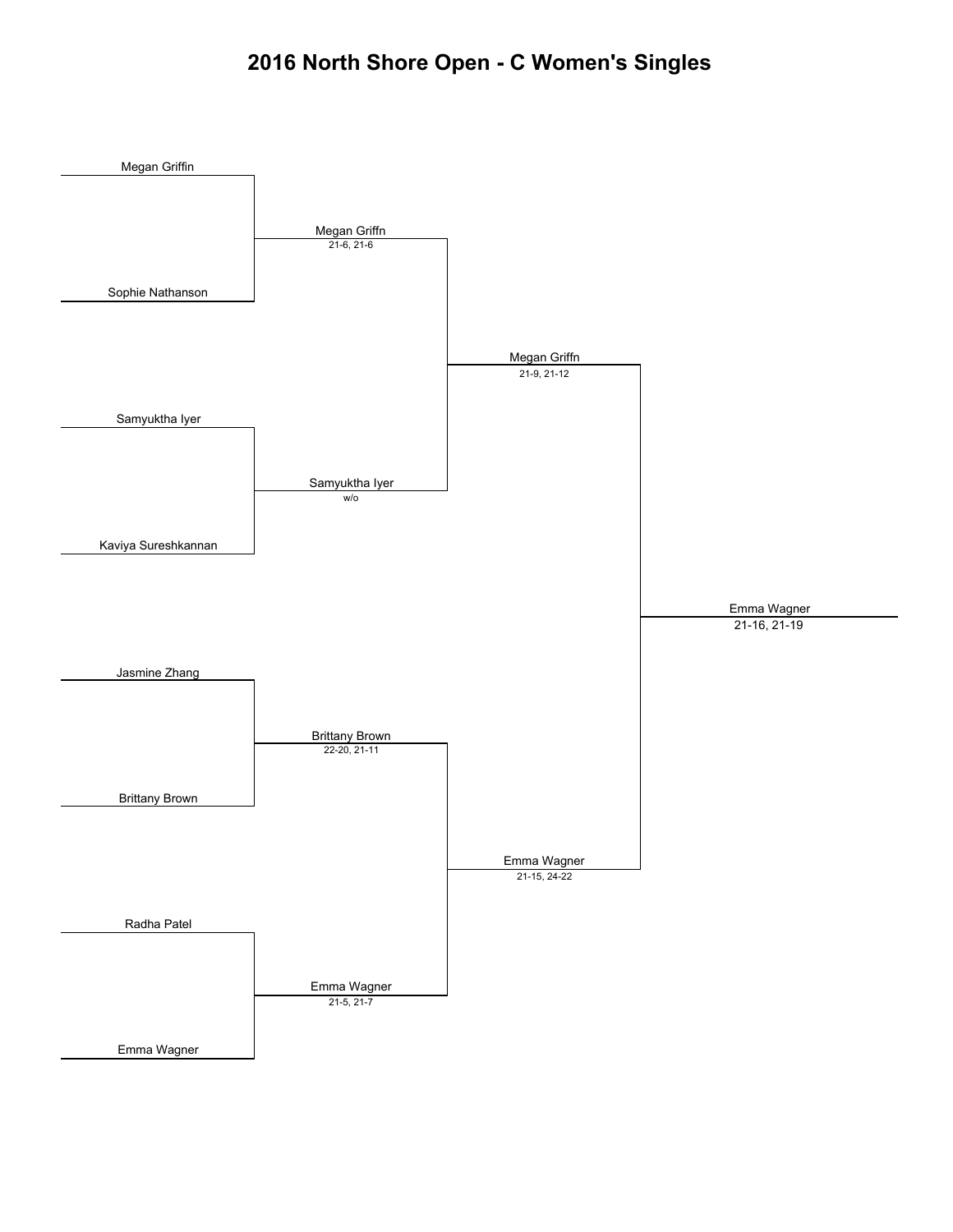# 2016 North Shore Open - C Women's Singles

**Round 1**

- Megan Griffin vs Sophie Nathanson → Megan Griffn (21-6, 21-6)
- Samyuktha Iyer vs Kaviya Sureshkannan → Samyuktha Iyer (w/o)
- Jasmine Zhang vs Brittany Brown → Brittany Brown (22-20, 21-11)
- Radha Patel vs Emma Wagner → Emma Wagner (21-5, 21-7)

**Semifinals**

- Megan Griffn vs Samyuktha Iyer → Megan Griffn (21-9, 21-12)
- Brittany Brown vs Emma Wagner → Emma Wagner (21-15, 24-22)

**Final**

- Megan Griffn vs Emma Wagner → Emma Wagner (21-16, 21-19)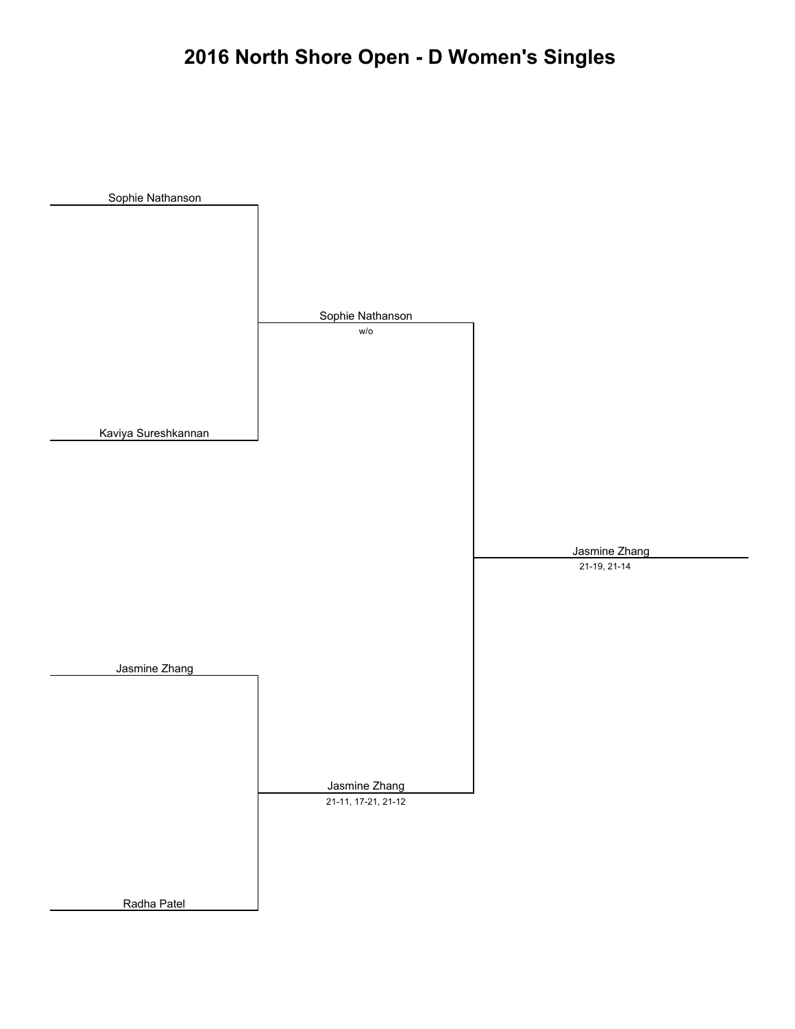# 2016 North Shore Open - D Women's Singles

**Round 1**

- Sophie Nathanson
- Kaviya Sureshkannan
- Jasmine Zhang
- Radha Patel

**Round 2**

- Sophie Nathanson
  w/o
- Jasmine Zhang
  21-11, 17-21, 21-12

**Winner**

- Jasmine Zhang
  21-19, 21-14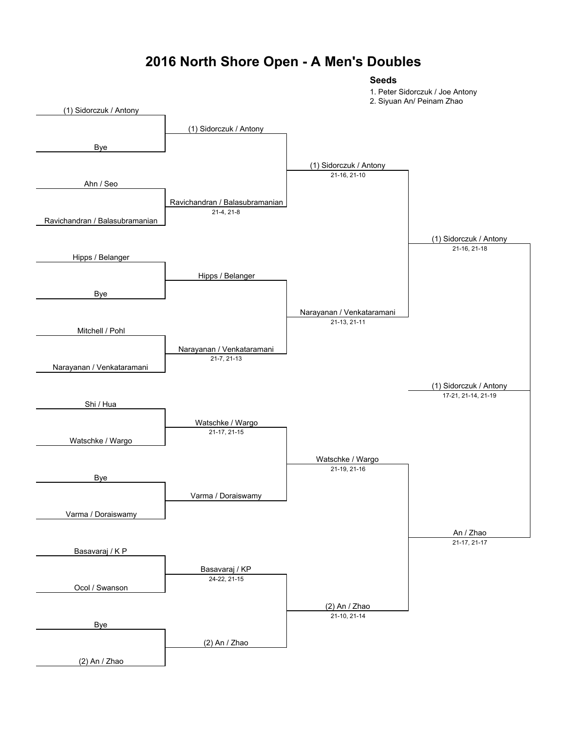# 2016 North Shore Open - A Men's Doubles

**Seeds**

1. Peter Sidorczuk / Joe Antony
2. Siyuan An/ Peinam Zhao

## Round 1

| Match | Team 1 | Team 2 | Winner | Score |
|---|---|---|---|---|
| 1 | (1) Sidorczuk / Antony | Bye | (1) Sidorczuk / Antony | |
| 2 | Ahn / Seo | Ravichandran / Balasubramanian | Ravichandran / Balasubramanian | 21-4, 21-8 |
| 3 | Hipps / Belanger | Bye | Hipps / Belanger | |
| 4 | Mitchell / Pohl | Narayanan / Venkataramani | Narayanan / Venkataramani | 21-7, 21-13 |
| 5 | Shi / Hua | Watschke / Wargo | Watschke / Wargo | 21-17, 21-15 |
| 6 | Bye | Varma / Doraiswamy | Varma / Doraiswamy | |
| 7 | Basavaraj / K P | Ocol / Swanson | Basavaraj / KP | 24-22, 21-15 |
| 8 | Bye | (2) An / Zhao | (2) An / Zhao | |

## Quarterfinals

| Winner | Score |
|---|---|
| (1) Sidorczuk / Antony | 21-16, 21-10 |
| Narayanan / Venkataramani | 21-13, 21-11 |
| Watschke / Wargo | 21-19, 21-16 |
| (2) An / Zhao | 21-10, 21-14 |

## Semifinals

| Winner | Score |
|---|---|
| (1) Sidorczuk / Antony | 21-16, 21-18 |
| An / Zhao | 21-17, 21-17 |

## Final

| Winner | Score |
|---|---|
| (1) Sidorczuk / Antony | 17-21, 21-14, 21-19 |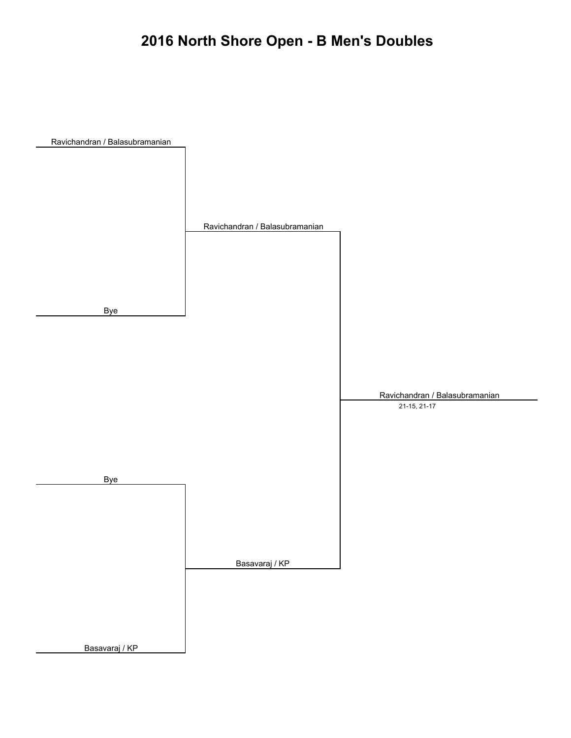# 2016 North Shore Open - B Men's Doubles

Ravichandran / Balasubramanian

Bye

Ravichandran / Balasubramanian

Ravichandran / Balasubramanian

21-15, 21-17

Bye

Basavaraj / KP

Basavaraj / KP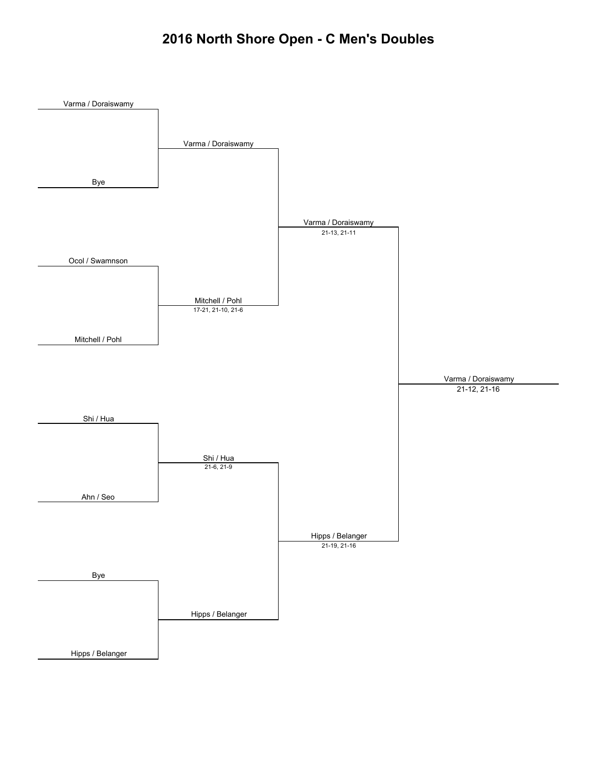# 2016 North Shore Open - C Men's Doubles

**Round 1**

- Varma / Doraiswamy vs Bye → Varma / Doraiswamy
- Ocol / Swamnson vs Mitchell / Pohl → Mitchell / Pohl (17-21, 21-10, 21-6)
- Shi / Hua vs Ahn / Seo → Shi / Hua (21-6, 21-9)
- Bye vs Hipps / Belanger → Hipps / Belanger

**Semifinals**

- Varma / Doraiswamy vs Mitchell / Pohl → Varma / Doraiswamy (21-13, 21-11)
- Shi / Hua vs Hipps / Belanger → Hipps / Belanger (21-19, 21-16)

**Final**

- Varma / Doraiswamy vs Hipps / Belanger → Varma / Doraiswamy (21-12, 21-16)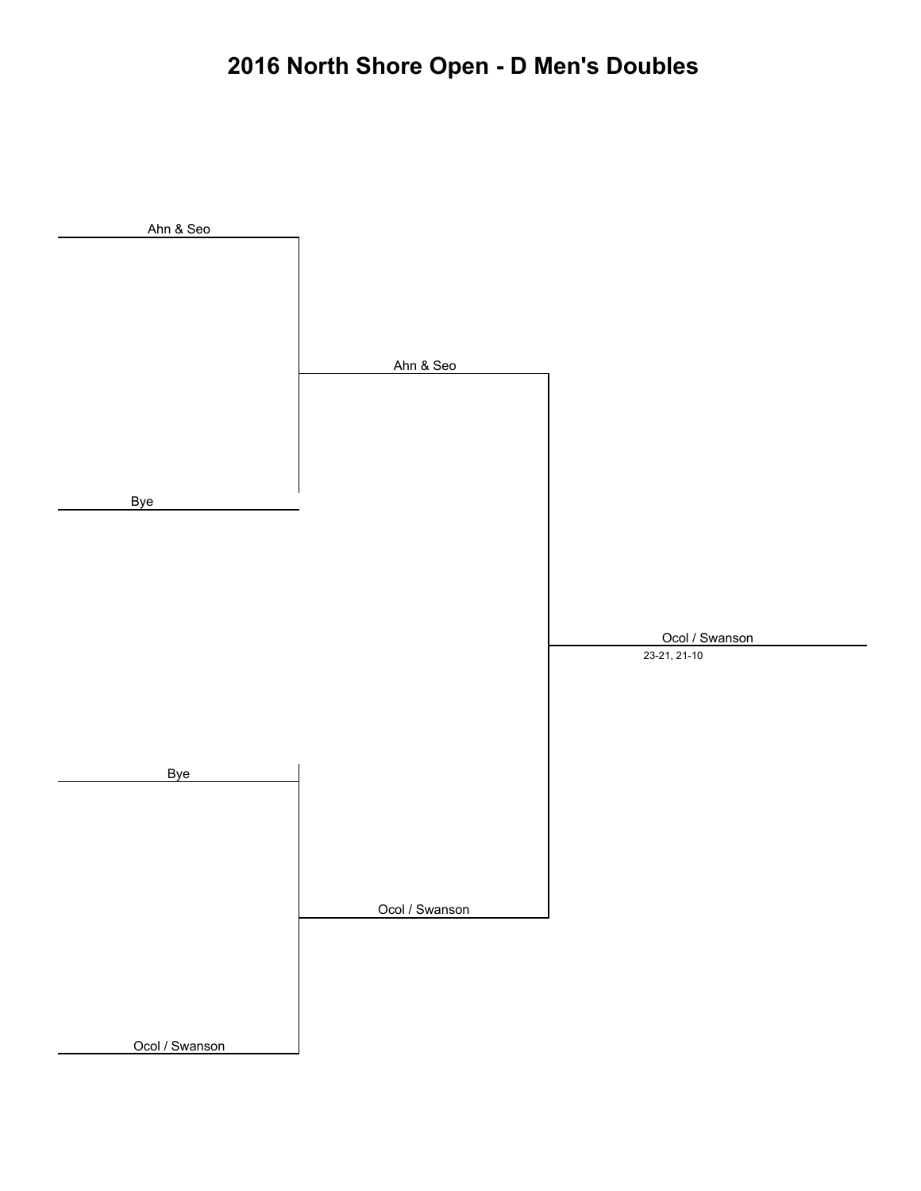# 2016 North Shore Open - D Men's Doubles

| Round 1 | Round 2 | Final |
| --- | --- | --- |
| Ahn & Seo | | |
| Bye | Ahn & Seo | |
| | | Ocol / Swanson<br>23-21, 21-10 |
| Bye | Ocol / Swanson | |
| Ocol / Swanson | | |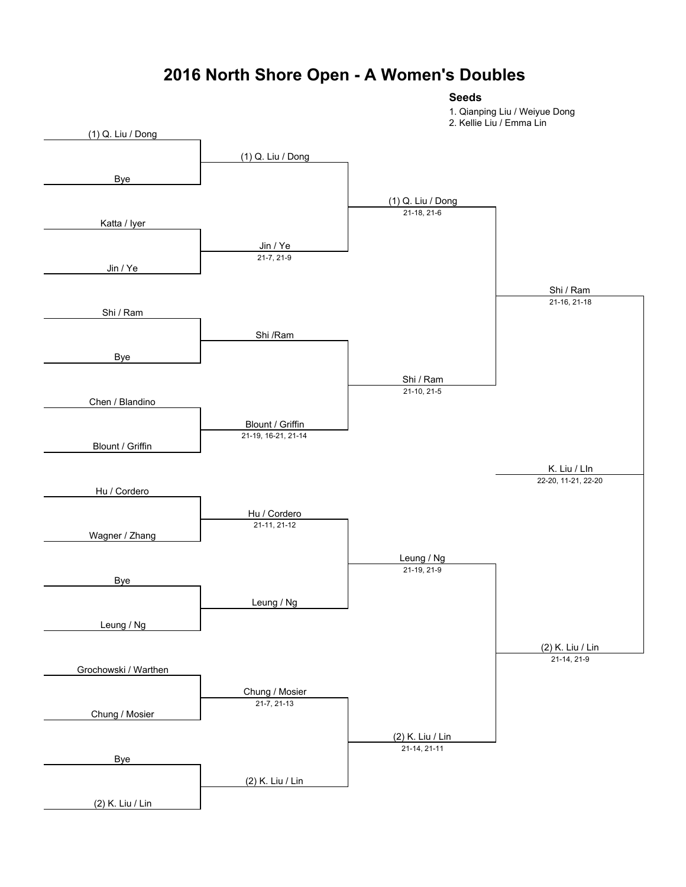# 2016 North Shore Open - A Women's Doubles

**Seeds**

1. Qianping Liu / Weiyue Dong
2. Kellie Liu / Emma Lin

| Round 1 | Round 2 | Quarterfinals | Semifinals | Final |
| --- | --- | --- | --- | --- |
| (1) Q. Liu / Dong | | | | |
| Bye | (1) Q. Liu / Dong | | | |
| Katta / Iyer | | (1) Q. Liu / Dong 21-18, 21-6 | | |
| Jin / Ye | Jin / Ye 21-7, 21-9 | | | |
| Shi / Ram | | | Shi / Ram 21-16, 21-18 | |
| Bye | Shi /Ram | | | |
| Chen / Blandino | | Shi / Ram 21-10, 21-5 | | |
| Blount / Griffin | Blount / Griffin 21-19, 16-21, 21-14 | | | |
| | | | | K. Liu / LIn 22-20, 11-21, 22-20 |
| Hu / Cordero | | | | |
| Wagner / Zhang | Hu / Cordero 21-11, 21-12 | | | |
| Bye | | Leung / Ng 21-19, 21-9 | | |
| Leung / Ng | Leung / Ng | | | |
| Grochowski / Warthen | | | (2) K. Liu / Lin 21-14, 21-9 | |
| Chung / Mosier | Chung / Mosier 21-7, 21-13 | | | |
| Bye | | (2) K. Liu / Lin 21-14, 21-11 | | |
| (2) K. Liu / Lin | (2) K. Liu / Lin | | | |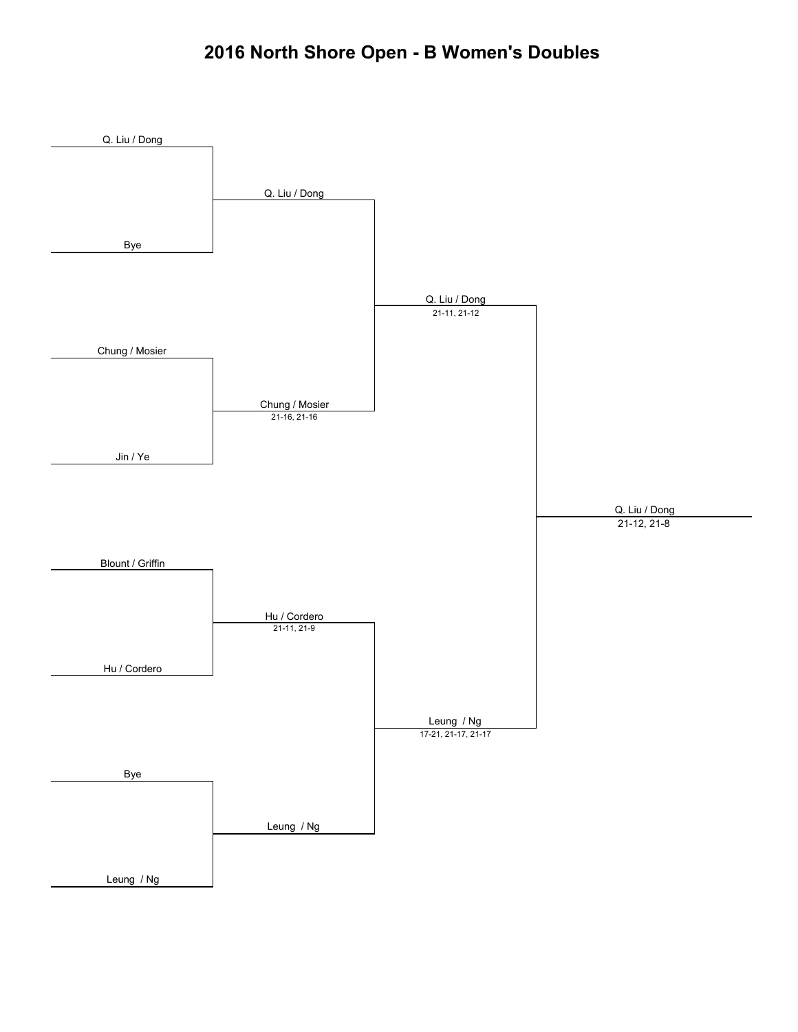# 2016 North Shore Open - B Women's Doubles

Q. Liu / Dong

Bye

Q. Liu / Dong

Chung / Mosier

Jin / Ye

Chung / Mosier
21-16, 21-16

Q. Liu / Dong
21-11, 21-12

Blount / Griffin

Hu / Cordero

Hu / Cordero
21-11, 21-9

Bye

Leung / Ng

Leung / Ng

Leung / Ng
17-21, 21-17, 21-17

Q. Liu / Dong
21-12, 21-8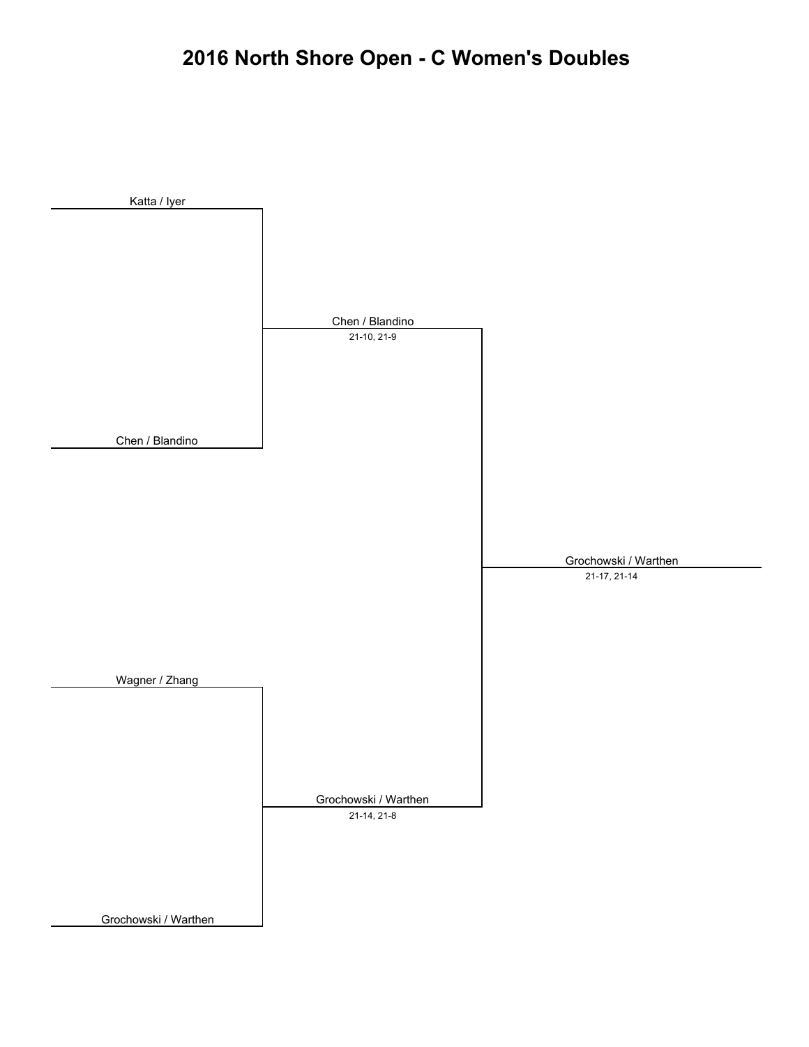# 2016 North Shore Open - C Women's Doubles

Katta / Iyer

Chen / Blandino
21-10, 21-9

Chen / Blandino

Grochowski / Warthen
21-17, 21-14

Wagner / Zhang

Grochowski / Warthen
21-14, 21-8

Grochowski / Warthen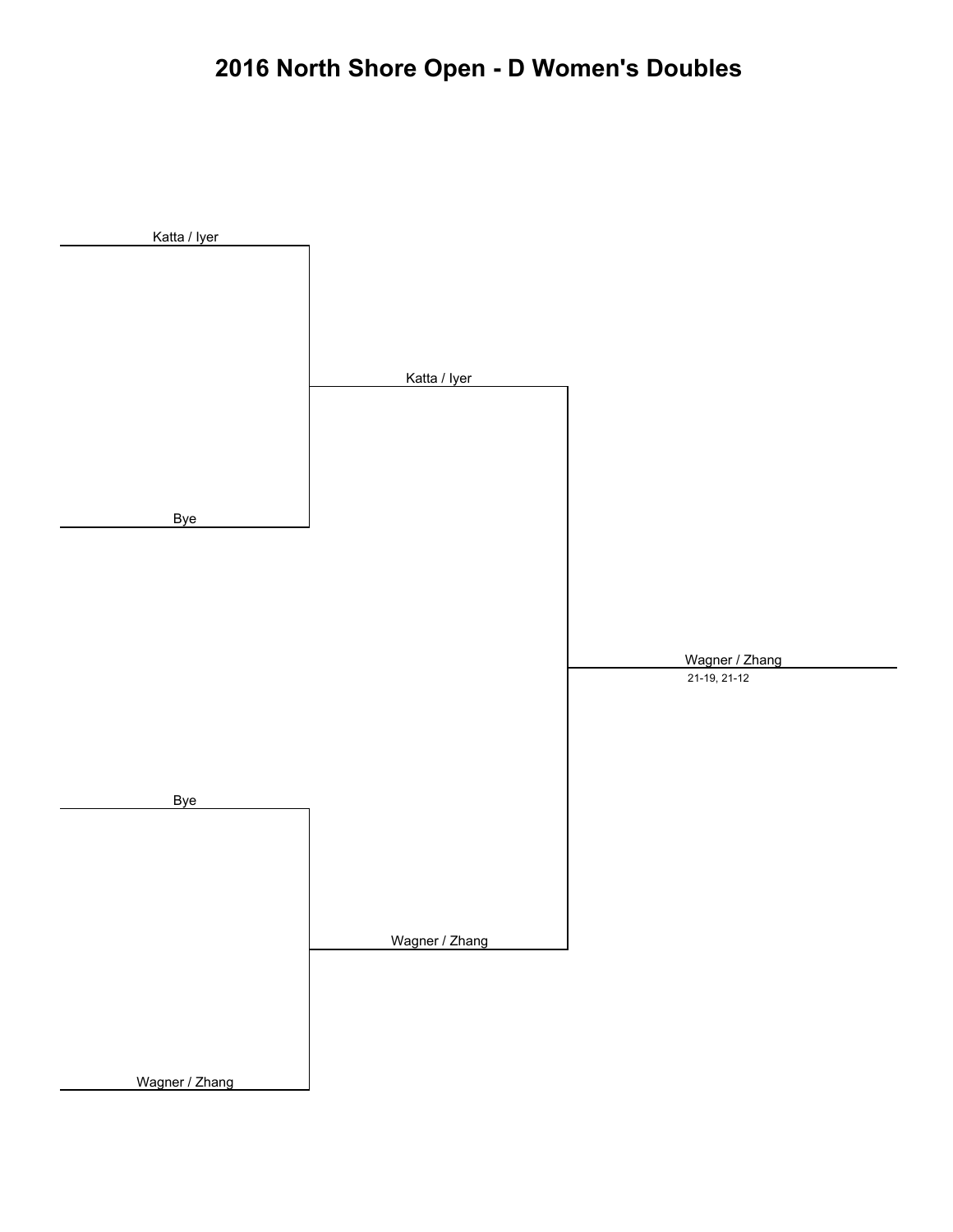# 2016 North Shore Open - D Women's Doubles

Katta / Iyer

Bye

Katta / Iyer

Wagner / Zhang

21-19, 21-12

Bye

Wagner / Zhang

Wagner / Zhang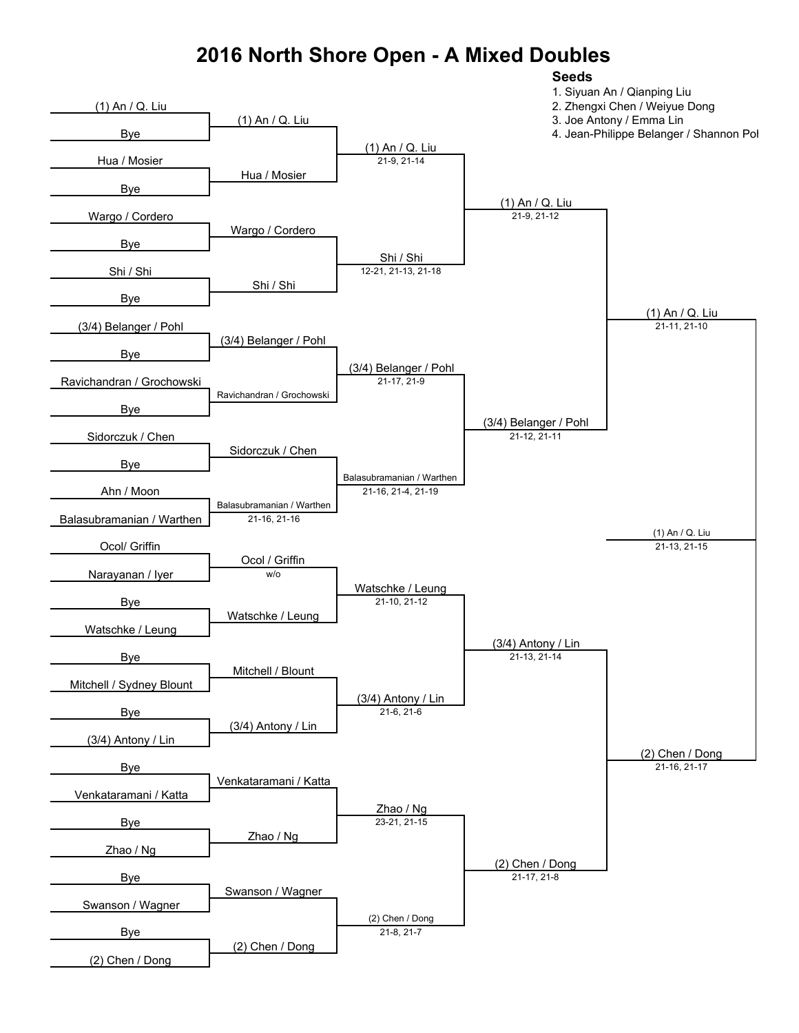# 2016 North Shore Open - A Mixed Doubles

**Seeds**

1. Siyuan An / Qianping Liu
2. Zhengxi Chen / Weiyue Dong
3. Joe Antony / Emma Lin
4. Jean-Philippe Belanger / Shannon Pol

### Round 1

| Match | Player 1 | Player 2 | Winner | Score |
| --- | --- | --- | --- | --- |
| 1 | (1) An / Q. Liu | Bye | (1) An / Q. Liu | |
| 2 | Hua / Mosier | Bye | Hua / Mosier | |
| 3 | Wargo / Cordero | Bye | Wargo / Cordero | |
| 4 | Shi / Shi | Bye | Shi / Shi | |
| 5 | (3/4) Belanger / Pohl | Bye | (3/4) Belanger / Pohl | |
| 6 | Ravichandran / Grochowski | Bye | Ravichandran / Grochowski | |
| 7 | Sidorczuk / Chen | Bye | Sidorczuk / Chen | |
| 8 | Ahn / Moon | Balasubramanian / Warthen | Balasubramanian / Warthen | 21-16, 21-16 |
| 9 | Ocol/ Griffin | Narayanan / Iyer | Ocol / Griffin | w/o |
| 10 | Bye | Watschke / Leung | Watschke / Leung | |
| 11 | Bye | Mitchell / Sydney Blount | Mitchell / Blount | |
| 12 | Bye | (3/4) Antony / Lin | (3/4) Antony / Lin | |
| 13 | Bye | Venkataramani / Katta | Venkataramani / Katta | |
| 14 | Bye | Zhao / Ng | Zhao / Ng | |
| 15 | Bye | Swanson / Wagner | Swanson / Wagner | |
| 16 | Bye | (2) Chen / Dong | (2) Chen / Dong | |

### Round 2

| Winner | Score |
| --- | --- |
| (1) An / Q. Liu | 21-9, 21-14 |
| Shi / Shi | 12-21, 21-13, 21-18 |
| (3/4) Belanger / Pohl | 21-17, 21-9 |
| Balasubramanian / Warthen | 21-16, 21-4, 21-19 |
| Watschke / Leung | 21-10, 21-12 |
| (3/4) Antony / Lin | 21-6, 21-6 |
| Zhao / Ng | 23-21, 21-15 |
| (2) Chen / Dong | 21-8, 21-7 |

### Quarterfinals

| Winner | Score |
| --- | --- |
| (1) An / Q. Liu | 21-9, 21-12 |
| (3/4) Belanger / Pohl | 21-12, 21-11 |
| (3/4) Antony / Lin | 21-13, 21-14 |
| (2) Chen / Dong | 21-17, 21-8 |

### Semifinals

| Winner | Score |
| --- | --- |
| (1) An / Q. Liu | 21-11, 21-10 |
| (2) Chen / Dong | 21-16, 21-17 |

### Final

| Winner | Score |
| --- | --- |
| (1) An / Q. Liu | 21-13, 21-15 |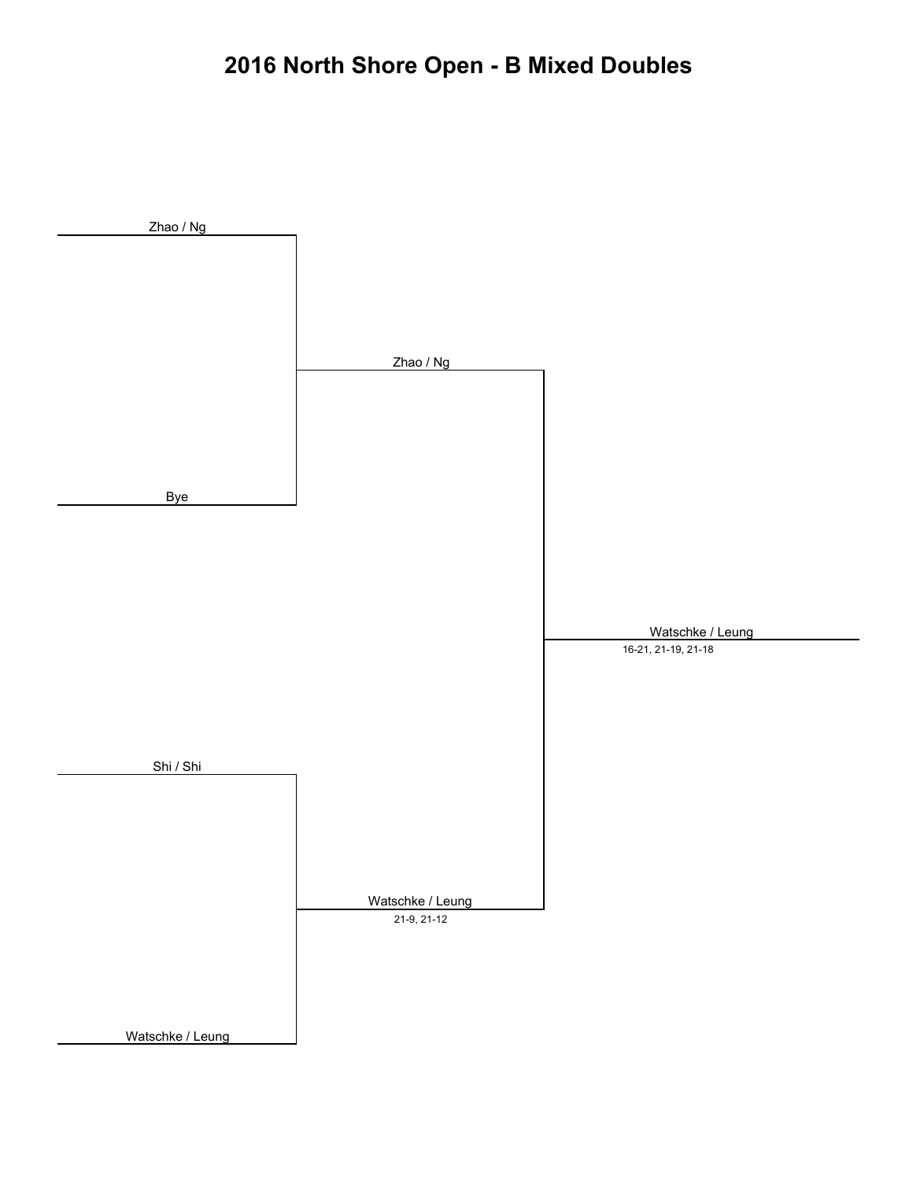# 2016 North Shore Open - B Mixed Doubles

Zhao / Ng

Bye

Zhao / Ng

Shi / Shi

Watschke / Leung

Watschke / Leung

21-9, 21-12

Watschke / Leung

16-21, 21-19, 21-18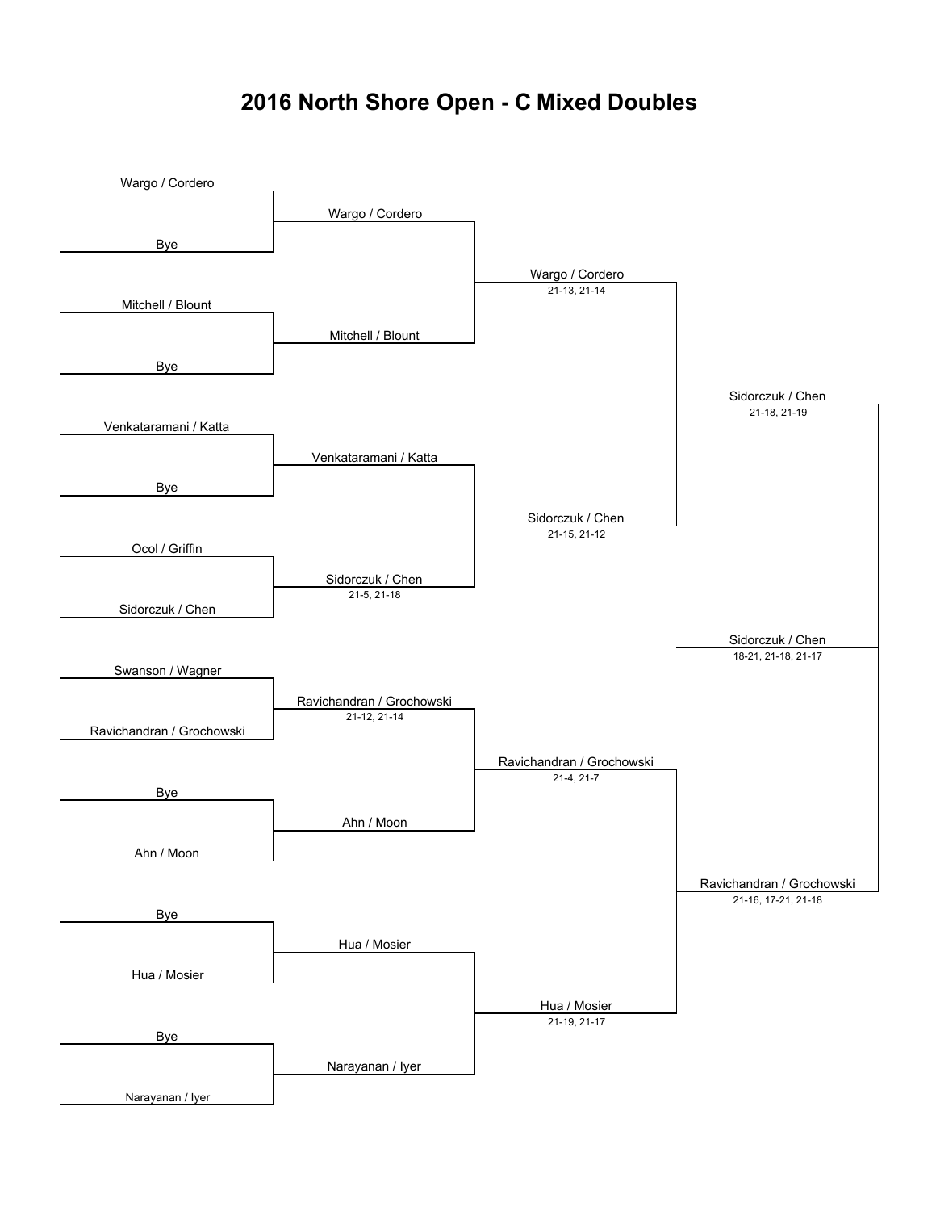# 2016 North Shore Open - C Mixed Doubles

**Round 1**

| Match | Team 1 | Team 2 | Winner | Score |
|---|---|---|---|---|
| 1 | Wargo / Cordero | Bye | Wargo / Cordero | |
| 2 | Mitchell / Blount | Bye | Mitchell / Blount | |
| 3 | Venkataramani / Katta | Bye | Venkataramani / Katta | |
| 4 | Ocol / Griffin | Sidorczuk / Chen | Sidorczuk / Chen | 21-5, 21-18 |
| 5 | Swanson / Wagner | Ravichandran / Grochowski | Ravichandran / Grochowski | 21-12, 21-14 |
| 6 | Bye | Ahn / Moon | Ahn / Moon | |
| 7 | Bye | Hua / Mosier | Hua / Mosier | |
| 8 | Bye | Narayanan / Iyer | Narayanan / Iyer | |

**Quarterfinals**

| Match | Team 1 | Team 2 | Winner | Score |
|---|---|---|---|---|
| 1 | Wargo / Cordero | Mitchell / Blount | Wargo / Cordero | 21-13, 21-14 |
| 2 | Venkataramani / Katta | Sidorczuk / Chen | Sidorczuk / Chen | 21-15, 21-12 |
| 3 | Ravichandran / Grochowski | Ahn / Moon | Ravichandran / Grochowski | 21-4, 21-7 |
| 4 | Hua / Mosier | Narayanan / Iyer | Hua / Mosier | 21-19, 21-17 |

**Semifinals**

| Match | Team 1 | Team 2 | Winner | Score |
|---|---|---|---|---|
| 1 | Wargo / Cordero | Sidorczuk / Chen | Sidorczuk / Chen | 21-18, 21-19 |
| 2 | Ravichandran / Grochowski | Hua / Mosier | Ravichandran / Grochowski | 21-16, 17-21, 21-18 |

**Final**

| Team 1 | Team 2 | Winner | Score |
|---|---|---|---|
| Sidorczuk / Chen | Ravichandran / Grochowski | Sidorczuk / Chen | 18-21, 21-18, 21-17 |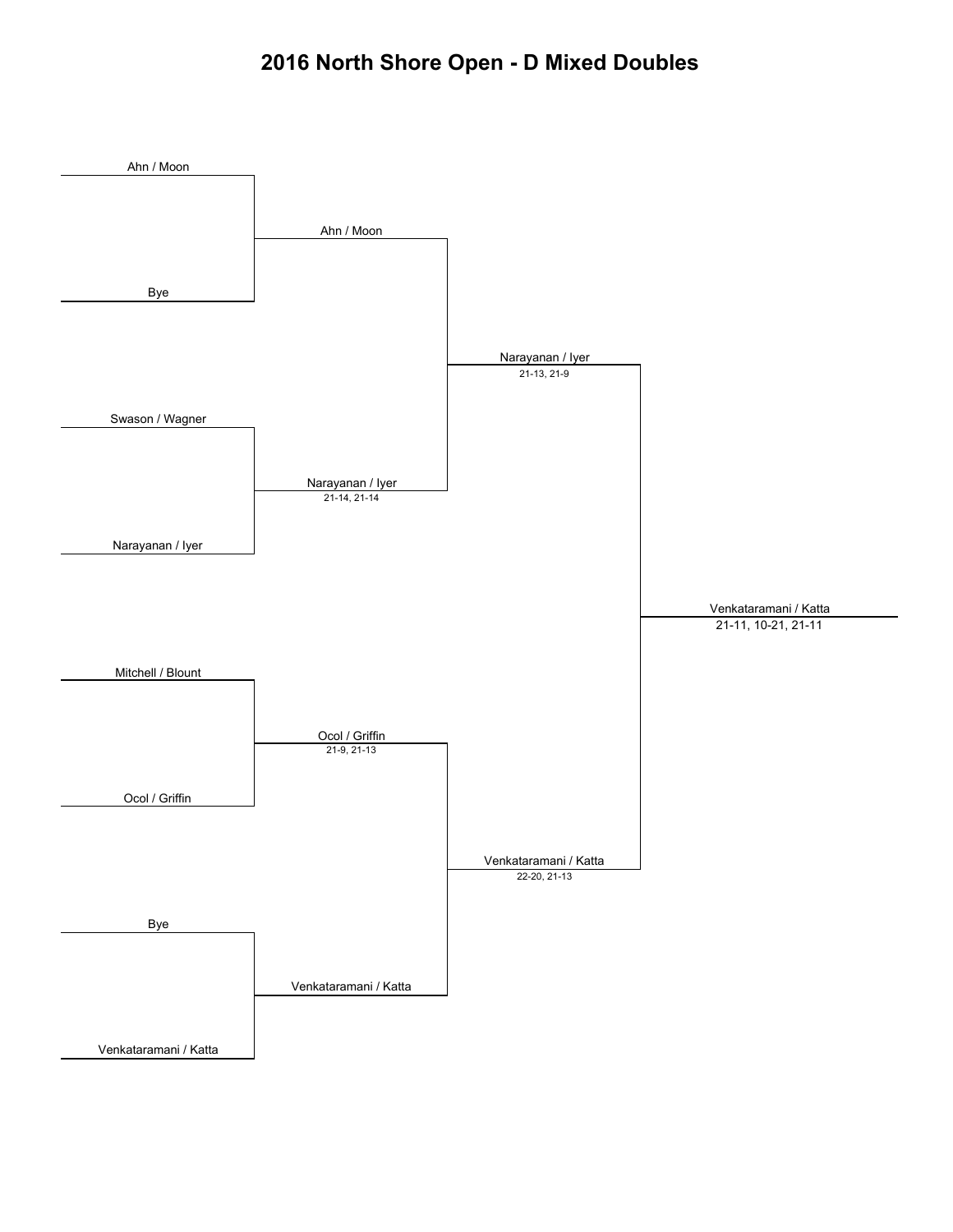# 2016 North Shore Open - D Mixed Doubles

Ahn / Moon

Bye

Ahn / Moon

Swason / Wagner

Narayanan / Iyer

Narayanan / Iyer
21-14, 21-14

Narayanan / Iyer
21-13, 21-9

Mitchell / Blount

Ocol / Griffin

Ocol / Griffin
21-9, 21-13

Bye

Venkataramani / Katta

Venkataramani / Katta

Venkataramani / Katta
22-20, 21-13

Venkataramani / Katta
21-11, 10-21, 21-11